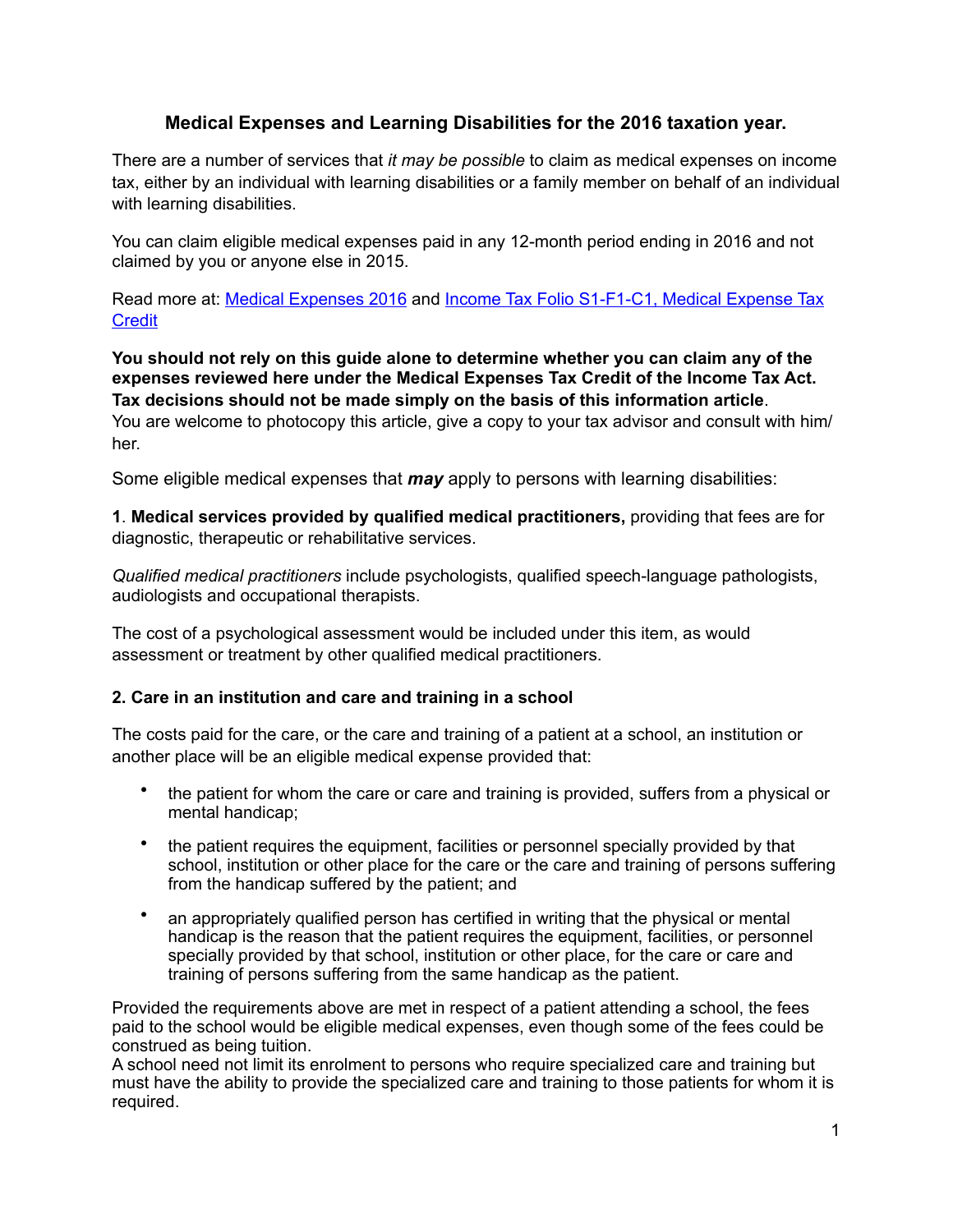# Medical Expenses and Learning Disabilities for the 2016 taxation year.

There are a number of services that *it may be possible* to claim as medical expenses on income tax, either by an individual with learning disabilities or a family member on behalf of an individual with learning disabilities.

You can claim eligible medical expenses paid in any 12-month period ending in 2016 and not claimed by you or anyone else in 2015.

Read more at: [Medical Expenses 2016]() and [Income Tax Folio S1-F1-C1, Medical Expense Tax Credit]()

**You should not rely on this guide alone to determine whether you can claim any of the expenses reviewed here under the Medical Expenses Tax Credit of the Income Tax Act. Tax decisions should not be made simply on the basis of this information article**.
You are welcome to photocopy this article, give a copy to your tax advisor and consult with him/her.

Some eligible medical expenses that ***may*** apply to persons with learning disabilities:

**1**. **Medical services provided by qualified medical practitioners,** providing that fees are for diagnostic, therapeutic or rehabilitative services.

*Qualified medical practitioners* include psychologists, qualified speech-language pathologists, audiologists and occupational therapists.

The cost of a psychological assessment would be included under this item, as would assessment or treatment by other qualified medical practitioners.

**2. Care in an institution and care and training in a school**

The costs paid for the care, or the care and training of a patient at a school, an institution or another place will be an eligible medical expense provided that:

- the patient for whom the care or care and training is provided, suffers from a physical or mental handicap;
- the patient requires the equipment, facilities or personnel specially provided by that school, institution or other place for the care or the care and training of persons suffering from the handicap suffered by the patient; and
- an appropriately qualified person has certified in writing that the physical or mental handicap is the reason that the patient requires the equipment, facilities, or personnel specially provided by that school, institution or other place, for the care or care and training of persons suffering from the same handicap as the patient.

Provided the requirements above are met in respect of a patient attending a school, the fees paid to the school would be eligible medical expenses, even though some of the fees could be construed as being tuition.
A school need not limit its enrolment to persons who require specialized care and training but must have the ability to provide the specialized care and training to those patients for whom it is required.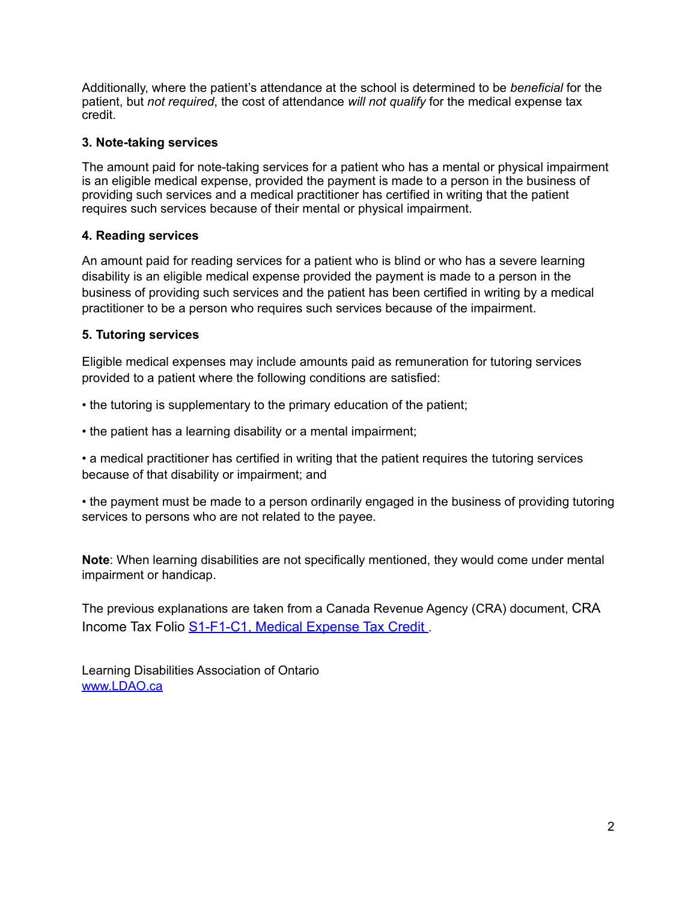Additionally, where the patient's attendance at the school is determined to be *beneficial* for the patient, but *not required*, the cost of attendance *will not qualify* for the medical expense tax credit.

**3. Note-taking services**

The amount paid for note-taking services for a patient who has a mental or physical impairment is an eligible medical expense, provided the payment is made to a person in the business of providing such services and a medical practitioner has certified in writing that the patient requires such services because of their mental or physical impairment.

**4. Reading services**

An amount paid for reading services for a patient who is blind or who has a severe learning disability is an eligible medical expense provided the payment is made to a person in the business of providing such services and the patient has been certified in writing by a medical practitioner to be a person who requires such services because of the impairment.

**5. Tutoring services**

Eligible medical expenses may include amounts paid as remuneration for tutoring services provided to a patient where the following conditions are satisfied:

- the tutoring is supplementary to the primary education of the patient;
- the patient has a learning disability or a mental impairment;
- a medical practitioner has certified in writing that the patient requires the tutoring services because of that disability or impairment; and
- the payment must be made to a person ordinarily engaged in the business of providing tutoring services to persons who are not related to the payee.

**Note**: When learning disabilities are not specifically mentioned, they would come under mental impairment or handicap.

The previous explanations are taken from a Canada Revenue Agency (CRA) document, CRA Income Tax Folio [S1-F1-C1, Medical Expense Tax Credit](S1-F1-C1, Medical Expense Tax Credit).

Learning Disabilities Association of Ontario
[www.LDAO.ca](www.LDAO.ca)